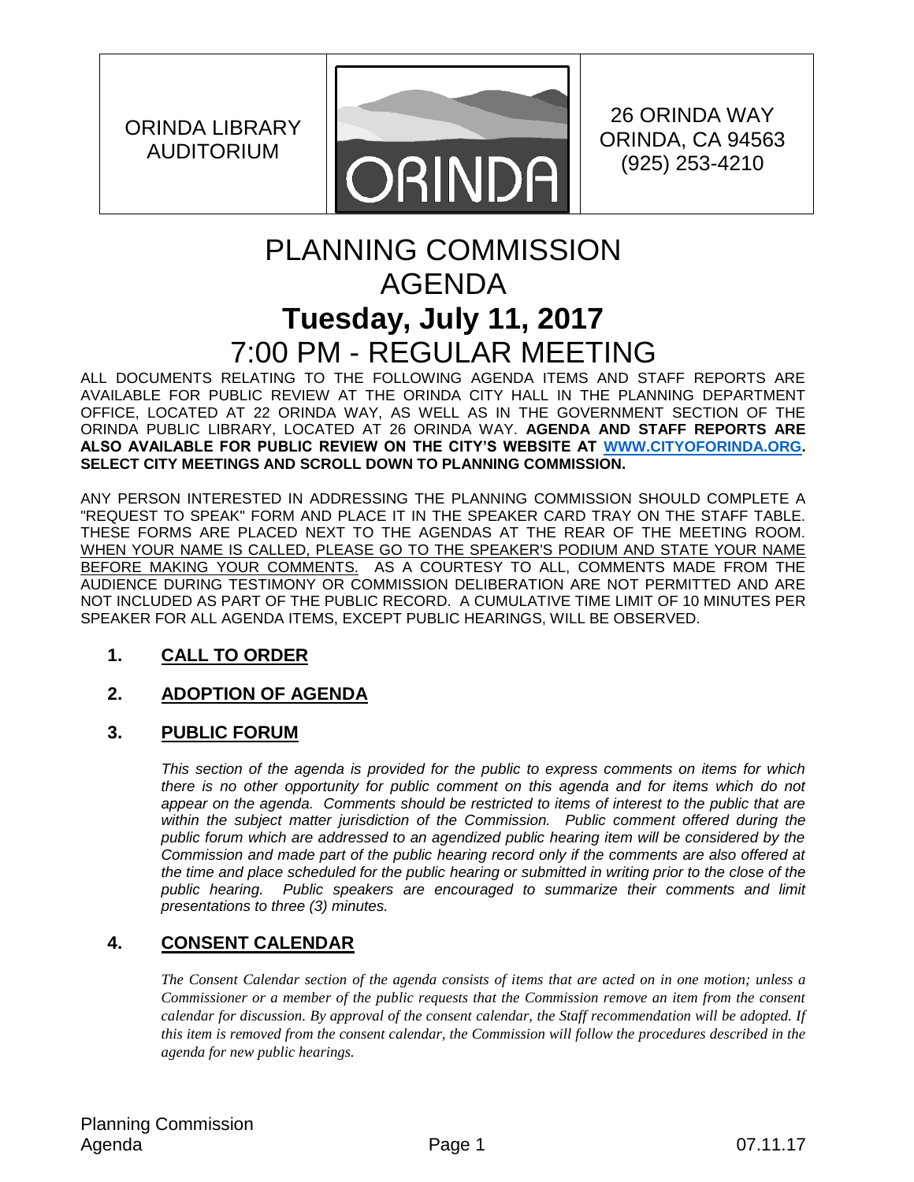| ORINDA LIBRARY AUDITORIUM | ORINDA | 26 ORINDA WAY ORINDA, CA 94563 (925) 253-4210 |
| --- | --- | --- |

# PLANNING COMMISSION AGENDA

## Tuesday, July 11, 2017

## 7:00 PM - REGULAR MEETING

ALL DOCUMENTS RELATING TO THE FOLLOWING AGENDA ITEMS AND STAFF REPORTS ARE AVAILABLE FOR PUBLIC REVIEW AT THE ORINDA CITY HALL IN THE PLANNING DEPARTMENT OFFICE, LOCATED AT 22 ORINDA WAY, AS WELL AS IN THE GOVERNMENT SECTION OF THE ORINDA PUBLIC LIBRARY, LOCATED AT 26 ORINDA WAY. **AGENDA AND STAFF REPORTS ARE ALSO AVAILABLE FOR PUBLIC REVIEW ON THE CITY'S WEBSITE AT WWW.CITYOFORINDA.ORG. SELECT CITY MEETINGS AND SCROLL DOWN TO PLANNING COMMISSION.**

ANY PERSON INTERESTED IN ADDRESSING THE PLANNING COMMISSION SHOULD COMPLETE A "REQUEST TO SPEAK" FORM AND PLACE IT IN THE SPEAKER CARD TRAY ON THE STAFF TABLE. THESE FORMS ARE PLACED NEXT TO THE AGENDAS AT THE REAR OF THE MEETING ROOM. WHEN YOUR NAME IS CALLED, PLEASE GO TO THE SPEAKER'S PODIUM AND STATE YOUR NAME BEFORE MAKING YOUR COMMENTS. AS A COURTESY TO ALL, COMMENTS MADE FROM THE AUDIENCE DURING TESTIMONY OR COMMISSION DELIBERATION ARE NOT PERMITTED AND ARE NOT INCLUDED AS PART OF THE PUBLIC RECORD. A CUMULATIVE TIME LIMIT OF 10 MINUTES PER SPEAKER FOR ALL AGENDA ITEMS, EXCEPT PUBLIC HEARINGS, WILL BE OBSERVED.

### 1. CALL TO ORDER

### 2. ADOPTION OF AGENDA

### 3. PUBLIC FORUM

*This section of the agenda is provided for the public to express comments on items for which there is no other opportunity for public comment on this agenda and for items which do not appear on the agenda. Comments should be restricted to items of interest to the public that are within the subject matter jurisdiction of the Commission. Public comment offered during the public forum which are addressed to an agendized public hearing item will be considered by the Commission and made part of the public hearing record only if the comments are also offered at the time and place scheduled for the public hearing or submitted in writing prior to the close of the public hearing. Public speakers are encouraged to summarize their comments and limit presentations to three (3) minutes.*

### 4. CONSENT CALENDAR

*The Consent Calendar section of the agenda consists of items that are acted on in one motion; unless a Commissioner or a member of the public requests that the Commission remove an item from the consent calendar for discussion. By approval of the consent calendar, the Staff recommendation will be adopted. If this item is removed from the consent calendar, the Commission will follow the procedures described in the agenda for new public hearings.*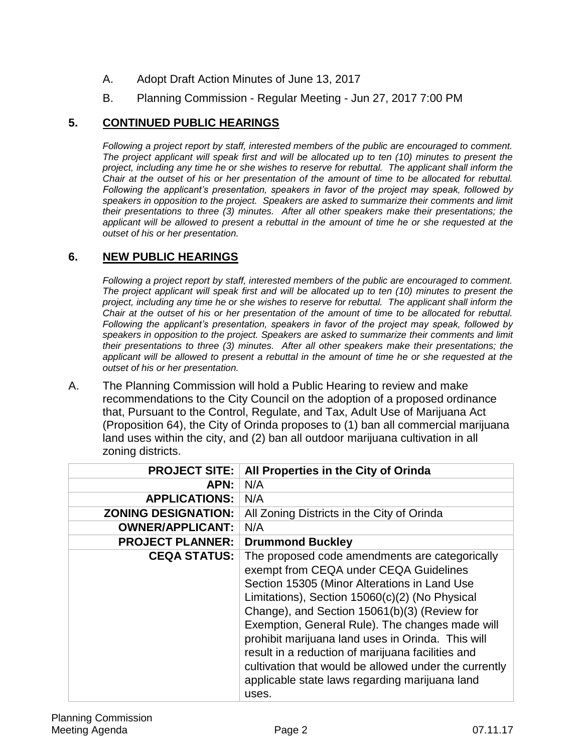A. Adopt Draft Action Minutes of June 13, 2017

B. Planning Commission - Regular Meeting - Jun 27, 2017 7:00 PM

## 5. CONTINUED PUBLIC HEARINGS

*Following a project report by staff, interested members of the public are encouraged to comment. The project applicant will speak first and will be allocated up to ten (10) minutes to present the project, including any time he or she wishes to reserve for rebuttal. The applicant shall inform the Chair at the outset of his or her presentation of the amount of time to be allocated for rebuttal. Following the applicant's presentation, speakers in favor of the project may speak, followed by speakers in opposition to the project. Speakers are asked to summarize their comments and limit their presentations to three (3) minutes. After all other speakers make their presentations; the applicant will be allowed to present a rebuttal in the amount of time he or she requested at the outset of his or her presentation.*

## 6. NEW PUBLIC HEARINGS

*Following a project report by staff, interested members of the public are encouraged to comment. The project applicant will speak first and will be allocated up to ten (10) minutes to present the project, including any time he or she wishes to reserve for rebuttal. The applicant shall inform the Chair at the outset of his or her presentation of the amount of time to be allocated for rebuttal. Following the applicant's presentation, speakers in favor of the project may speak, followed by speakers in opposition to the project. Speakers are asked to summarize their comments and limit their presentations to three (3) minutes. After all other speakers make their presentations; the applicant will be allowed to present a rebuttal in the amount of time he or she requested at the outset of his or her presentation.*

A. The Planning Commission will hold a Public Hearing to review and make recommendations to the City Council on the adoption of a proposed ordinance that, Pursuant to the Control, Regulate, and Tax, Adult Use of Marijuana Act (Proposition 64), the City of Orinda proposes to (1) ban all commercial marijuana land uses within the city, and (2) ban all outdoor marijuana cultivation in all zoning districts.

| | |
|---|---|
| **PROJECT SITE:** | **All Properties in the City of Orinda** |
| **APN:** | N/A |
| **APPLICATIONS:** | N/A |
| **ZONING DESIGNATION:** | All Zoning Districts in the City of Orinda |
| **OWNER/APPLICANT:** | N/A |
| **PROJECT PLANNER:** | **Drummond Buckley** |
| **CEQA STATUS:** | The proposed code amendments are categorically exempt from CEQA under CEQA Guidelines Section 15305 (Minor Alterations in Land Use Limitations), Section 15060(c)(2) (No Physical Change), and Section 15061(b)(3) (Review for Exemption, General Rule). The changes made will prohibit marijuana land uses in Orinda. This will result in a reduction of marijuana facilities and cultivation that would be allowed under the currently applicable state laws regarding marijuana land uses. |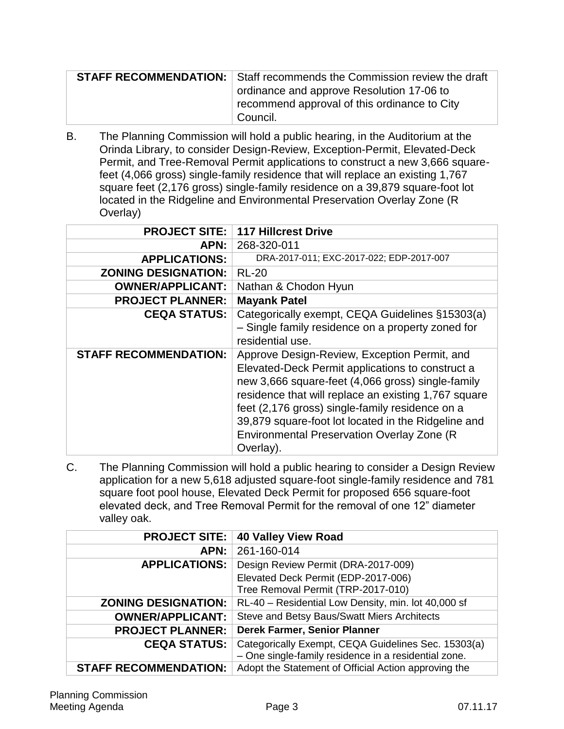| STAFF RECOMMENDATION: | Staff recommends the Commission review the draft ordinance and approve Resolution 17-06 to recommend approval of this ordinance to City Council. |
|---|---|

B. The Planning Commission will hold a public hearing, in the Auditorium at the Orinda Library, to consider Design-Review, Exception-Permit, Elevated-Deck Permit, and Tree-Removal Permit applications to construct a new 3,666 square-feet (4,066 gross) single-family residence that will replace an existing 1,767 square feet (2,176 gross) single-family residence on a 39,879 square-foot lot located in the Ridgeline and Environmental Preservation Overlay Zone (R Overlay)

| PROJECT SITE: | **117 Hillcrest Drive** |
|---|---|
| APN: | 268-320-011 |
| APPLICATIONS: | DRA-2017-011; EXC-2017-022; EDP-2017-007 |
| ZONING DESIGNATION: | RL-20 |
| OWNER/APPLICANT: | Nathan & Chodon Hyun |
| PROJECT PLANNER: | **Mayank Patel** |
| CEQA STATUS: | Categorically exempt, CEQA Guidelines §15303(a) – Single family residence on a property zoned for residential use. |
| STAFF RECOMMENDATION: | Approve Design-Review, Exception Permit, and Elevated-Deck Permit applications to construct a new 3,666 square-feet (4,066 gross) single-family residence that will replace an existing 1,767 square feet (2,176 gross) single-family residence on a 39,879 square-foot lot located in the Ridgeline and Environmental Preservation Overlay Zone (R Overlay). |

C. The Planning Commission will hold a public hearing to consider a Design Review application for a new 5,618 adjusted square-foot single-family residence and 781 square foot pool house, Elevated Deck Permit for proposed 656 square-foot elevated deck, and Tree Removal Permit for the removal of one 12" diameter valley oak.

| PROJECT SITE: | **40 Valley View Road** |
|---|---|
| APN: | 261-160-014 |
| APPLICATIONS: | Design Review Permit (DRA-2017-009)<br>Elevated Deck Permit (EDP-2017-006)<br>Tree Removal Permit (TRP-2017-010) |
| ZONING DESIGNATION: | RL-40 – Residential Low Density, min. lot 40,000 sf |
| OWNER/APPLICANT: | Steve and Betsy Baus/Swatt Miers Architects |
| PROJECT PLANNER: | **Derek Farmer, Senior Planner** |
| CEQA STATUS: | Categorically Exempt, CEQA Guidelines Sec. 15303(a) – One single-family residence in a residential zone. |
| STAFF RECOMMENDATION: | Adopt the Statement of Official Action approving the |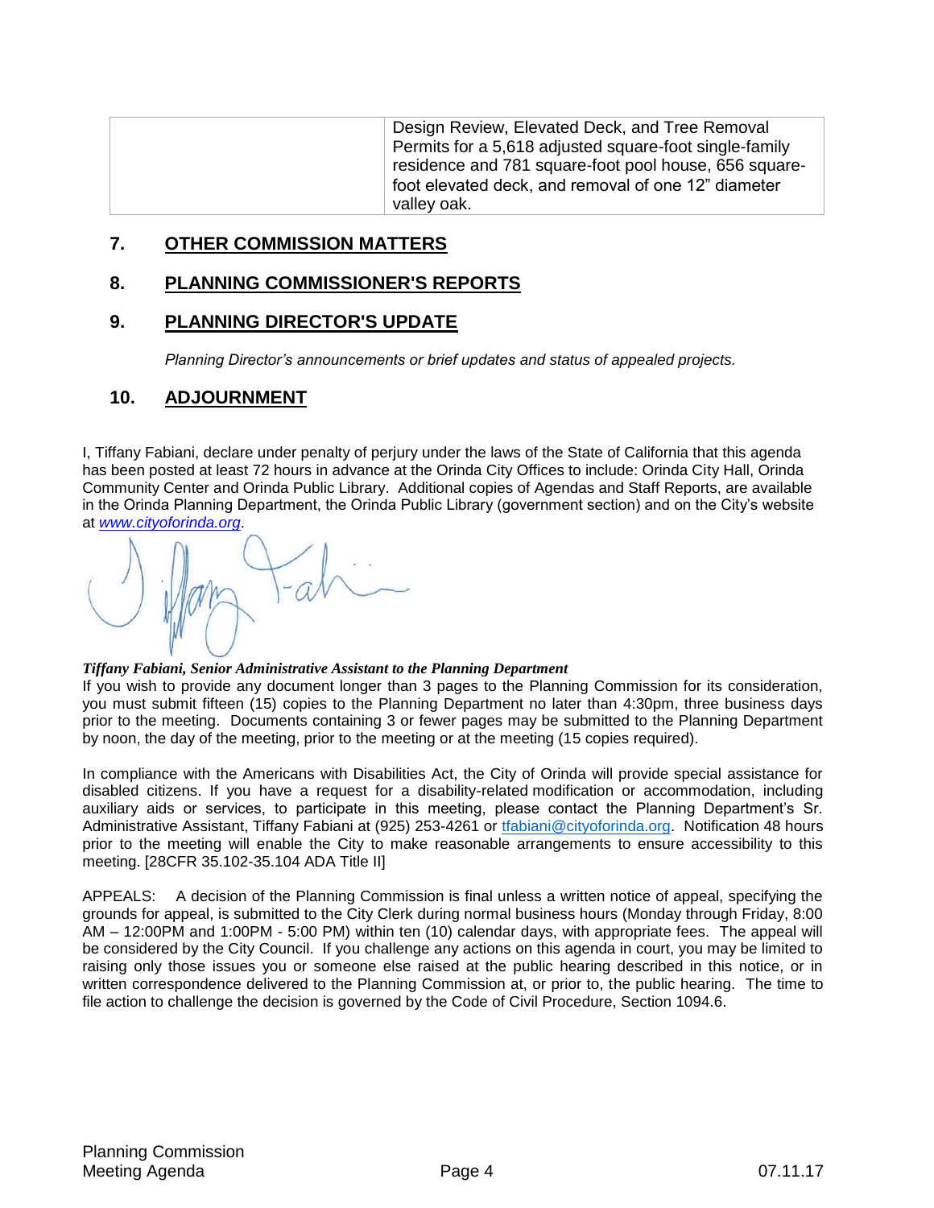| | |
|---|---|
| | Design Review, Elevated Deck, and Tree Removal Permits for a 5,618 adjusted square-foot single-family residence and 781 square-foot pool house, 656 square-foot elevated deck, and removal of one 12" diameter valley oak. |

## 7. OTHER COMMISSION MATTERS

## 8. PLANNING COMMISSIONER'S REPORTS

## 9. PLANNING DIRECTOR'S UPDATE

*Planning Director's announcements or brief updates and status of appealed projects.*

## 10. ADJOURNMENT

I, Tiffany Fabiani, declare under penalty of perjury under the laws of the State of California that this agenda has been posted at least 72 hours in advance at the Orinda City Offices to include: Orinda City Hall, Orinda Community Center and Orinda Public Library. Additional copies of Agendas and Staff Reports, are available in the Orinda Planning Department, the Orinda Public Library (government section) and on the City's website at *www.cityoforinda.org*.

***Tiffany Fabiani, Senior Administrative Assistant to the Planning Department***

If you wish to provide any document longer than 3 pages to the Planning Commission for its consideration, you must submit fifteen (15) copies to the Planning Department no later than 4:30pm, three business days prior to the meeting. Documents containing 3 or fewer pages may be submitted to the Planning Department by noon, the day of the meeting, prior to the meeting or at the meeting (15 copies required).

In compliance with the Americans with Disabilities Act, the City of Orinda will provide special assistance for disabled citizens. If you have a request for a disability-related modification or accommodation, including auxiliary aids or services, to participate in this meeting, please contact the Planning Department's Sr. Administrative Assistant, Tiffany Fabiani at (925) 253-4261 or tfabiani@cityoforinda.org. Notification 48 hours prior to the meeting will enable the City to make reasonable arrangements to ensure accessibility to this meeting. [28CFR 35.102-35.104 ADA Title II]

APPEALS: A decision of the Planning Commission is final unless a written notice of appeal, specifying the grounds for appeal, is submitted to the City Clerk during normal business hours (Monday through Friday, 8:00 AM – 12:00PM and 1:00PM - 5:00 PM) within ten (10) calendar days, with appropriate fees. The appeal will be considered by the City Council. If you challenge any actions on this agenda in court, you may be limited to raising only those issues you or someone else raised at the public hearing described in this notice, or in written correspondence delivered to the Planning Commission at, or prior to, the public hearing. The time to file action to challenge the decision is governed by the Code of Civil Procedure, Section 1094.6.